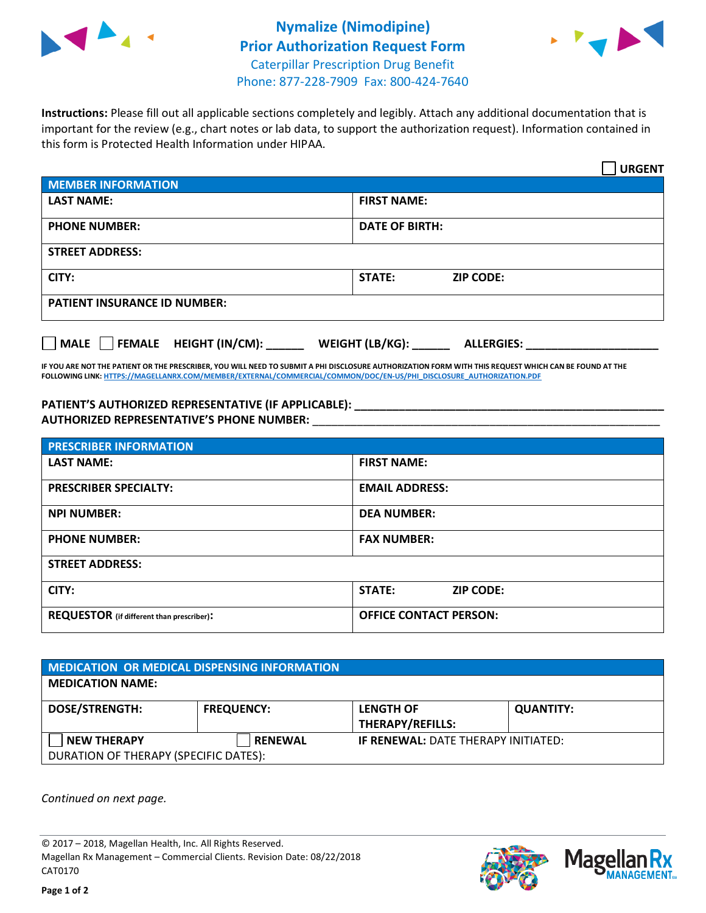# Nymalize (Nimodipine) Prior Authorization Request Form

Caterpillar Prescription Drug Benefit
Phone: 877-228-7909 Fax: 800-424-7640

**Instructions:** Please fill out all applicable sections completely and legibly. Attach any additional documentation that is important for the review (e.g., chart notes or lab data, to support the authorization request). Information contained in this form is Protected Health Information under HIPAA.

☐ **URGENT**

| **MEMBER INFORMATION** | |
|---|---|
| **LAST NAME:** | **FIRST NAME:** |
| **PHONE NUMBER:** | **DATE OF BIRTH:** |
| **STREET ADDRESS:** | |
| **CITY:** | **STATE:** **ZIP CODE:** |
| **PATIENT INSURANCE ID NUMBER:** | |

☐ **MALE** ☐ **FEMALE** **HEIGHT (IN/CM):** ______ **WEIGHT (LB/KG):** ______ **ALLERGIES:** ____________________

**IF YOU ARE NOT THE PATIENT OR THE PRESCRIBER, YOU WILL NEED TO SUBMIT A PHI DISCLOSURE AUTHORIZATION FORM WITH THIS REQUEST WHICH CAN BE FOUND AT THE FOLLOWING LINK: HTTPS://MAGELLANRX.COM/MEMBER/EXTERNAL/COMMERCIAL/COMMON/DOC/EN-US/PHI_DISCLOSURE_AUTHORIZATION.PDF**

**PATIENT'S AUTHORIZED REPRESENTATIVE (IF APPLICABLE):** ____________________________________________
**AUTHORIZED REPRESENTATIVE'S PHONE NUMBER:** ____________________________________________

| **PRESCRIBER INFORMATION** | |
|---|---|
| **LAST NAME:** | **FIRST NAME:** |
| **PRESCRIBER SPECIALTY:** | **EMAIL ADDRESS:** |
| **NPI NUMBER:** | **DEA NUMBER:** |
| **PHONE NUMBER:** | **FAX NUMBER:** |
| **STREET ADDRESS:** | |
| **CITY:** | **STATE:** **ZIP CODE:** |
| **REQUESTOR** (if different than prescriber)**:** | **OFFICE CONTACT PERSON:** |

| **MEDICATION OR MEDICAL DISPENSING INFORMATION** | | | |
|---|---|---|---|
| **MEDICATION NAME:** | | | |
| **DOSE/STRENGTH:** | **FREQUENCY:** | **LENGTH OF THERAPY/REFILLS:** | **QUANTITY:** |
| ☐ **NEW THERAPY** | ☐ **RENEWAL** | **IF RENEWAL:** DATE THERAPY INITIATED: | |
| DURATION OF THERAPY (SPECIFIC DATES): | | | |

*Continued on next page.*

© 2017 – 2018, Magellan Health, Inc. All Rights Reserved.
Magellan Rx Management – Commercial Clients. Revision Date: 08/22/2018
CAT0170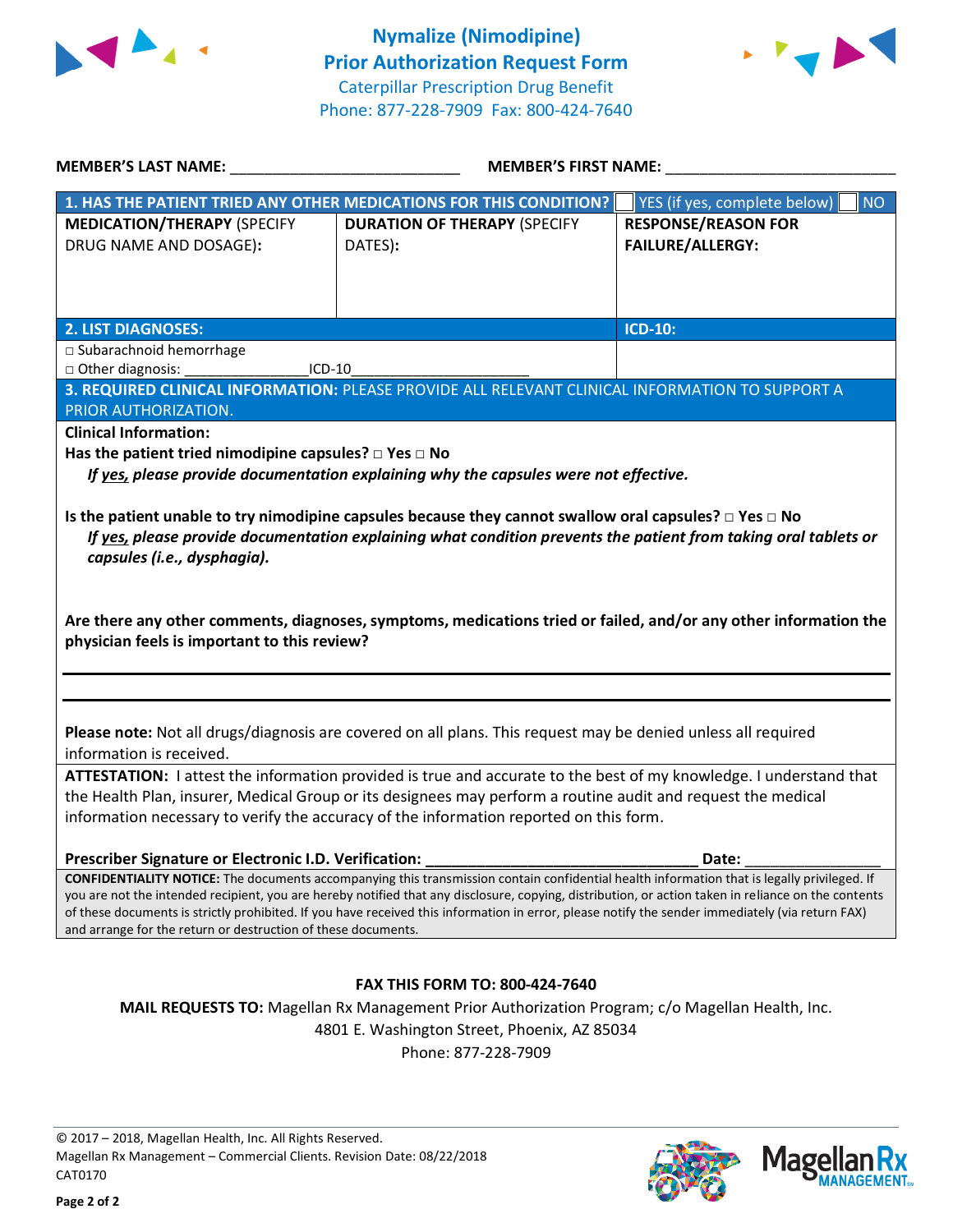# Nymalize (Nimodipine) Prior Authorization Request Form

Caterpillar Prescription Drug Benefit
Phone: 877-228-7909 Fax: 800-424-7640

**MEMBER'S LAST NAME:** ___________________________ **MEMBER'S FIRST NAME:** ___________________________

| **1. HAS THE PATIENT TRIED ANY OTHER MEDICATIONS FOR THIS CONDITION?** | | ☐ YES (if yes, complete below) ☐ NO |
|---|---|---|
| **MEDICATION/THERAPY** (SPECIFY DRUG NAME AND DOSAGE): | **DURATION OF THERAPY** (SPECIFY DATES): | **RESPONSE/REASON FOR FAILURE/ALLERGY:** |
| | | |

| **2. LIST DIAGNOSES:** | **ICD-10:** |
|---|---|
| □ Subarachnoid hemorrhage<br>□ Other diagnosis: _______________ICD-10_______________________ | |

**3. REQUIRED CLINICAL INFORMATION:** PLEASE PROVIDE ALL RELEVANT CLINICAL INFORMATION TO SUPPORT A PRIOR AUTHORIZATION.

**Clinical Information:**

**Has the patient tried nimodipine capsules?** □ **Yes** □ **No**

*If yes, please provide documentation explaining why the capsules were not effective.*

**Is the patient unable to try nimodipine capsules because they cannot swallow oral capsules?** □ **Yes** □ **No**

*If yes, please provide documentation explaining what condition prevents the patient from taking oral tablets or capsules (i.e., dysphagia).*

**Are there any other comments, diagnoses, symptoms, medications tried or failed, and/or any other information the physician feels is important to this review?**

___

___

**Please note:** Not all drugs/diagnosis are covered on all plans. This request may be denied unless all required information is received.

**ATTESTATION:** I attest the information provided is true and accurate to the best of my knowledge. I understand that the Health Plan, insurer, Medical Group or its designees may perform a routine audit and request the medical information necessary to verify the accuracy of the information reported on this form.

**Prescriber Signature or Electronic I.D. Verification:** _________________________________ **Date:** ________________

**CONFIDENTIALITY NOTICE:** The documents accompanying this transmission contain confidential health information that is legally privileged. If you are not the intended recipient, you are hereby notified that any disclosure, copying, distribution, or action taken in reliance on the contents of these documents is strictly prohibited. If you have received this information in error, please notify the sender immediately (via return FAX) and arrange for the return or destruction of these documents.

**FAX THIS FORM TO: 800-424-7640**

**MAIL REQUESTS TO:** Magellan Rx Management Prior Authorization Program; c/o Magellan Health, Inc.
4801 E. Washington Street, Phoenix, AZ 85034
Phone: 877-228-7909

© 2017 – 2018, Magellan Health, Inc. All Rights Reserved.
Magellan Rx Management – Commercial Clients. Revision Date: 08/22/2018
CAT0170